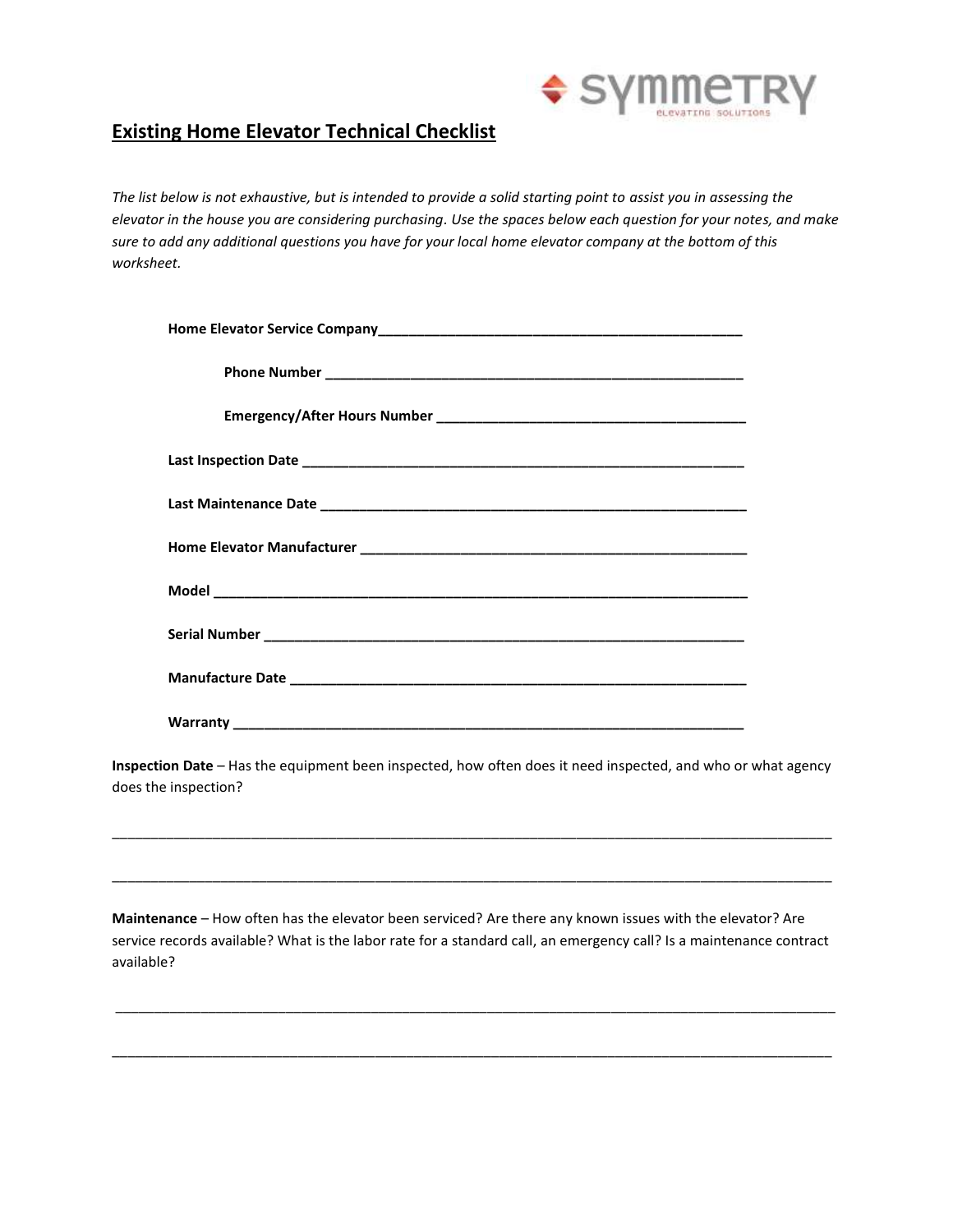## Existing Home Elevator Technical Checklist

*The list below is not exhaustive, but is intended to provide a solid starting point to assist you in assessing the elevator in the house you are considering purchasing. Use the spaces below each question for your notes, and make sure to add any additional questions you have for your local home elevator company at the bottom of this worksheet.*

**Home Elevator Service Company**_______________________________________________

**Phone Number** _______________________________________________________

**Emergency/After Hours Number** _______________________________________

**Last Inspection Date** _______________________________________________________

**Last Maintenance Date** _____________________________________________________

**Home Elevator Manufacturer** ________________________________________________

**Model** ___________________________________________________________________

**Serial Number** ______________________________________________________________

**Manufacture Date** __________________________________________________________

**Warranty** _________________________________________________________________

**Inspection Date** – Has the equipment been inspected, how often does it need inspected, and who or what agency does the inspection?

_______________________________________________________________________________

_______________________________________________________________________________

**Maintenance** – How often has the elevator been serviced? Are there any known issues with the elevator? Are service records available? What is the labor rate for a standard call, an emergency call? Is a maintenance contract available?

_______________________________________________________________________________

_______________________________________________________________________________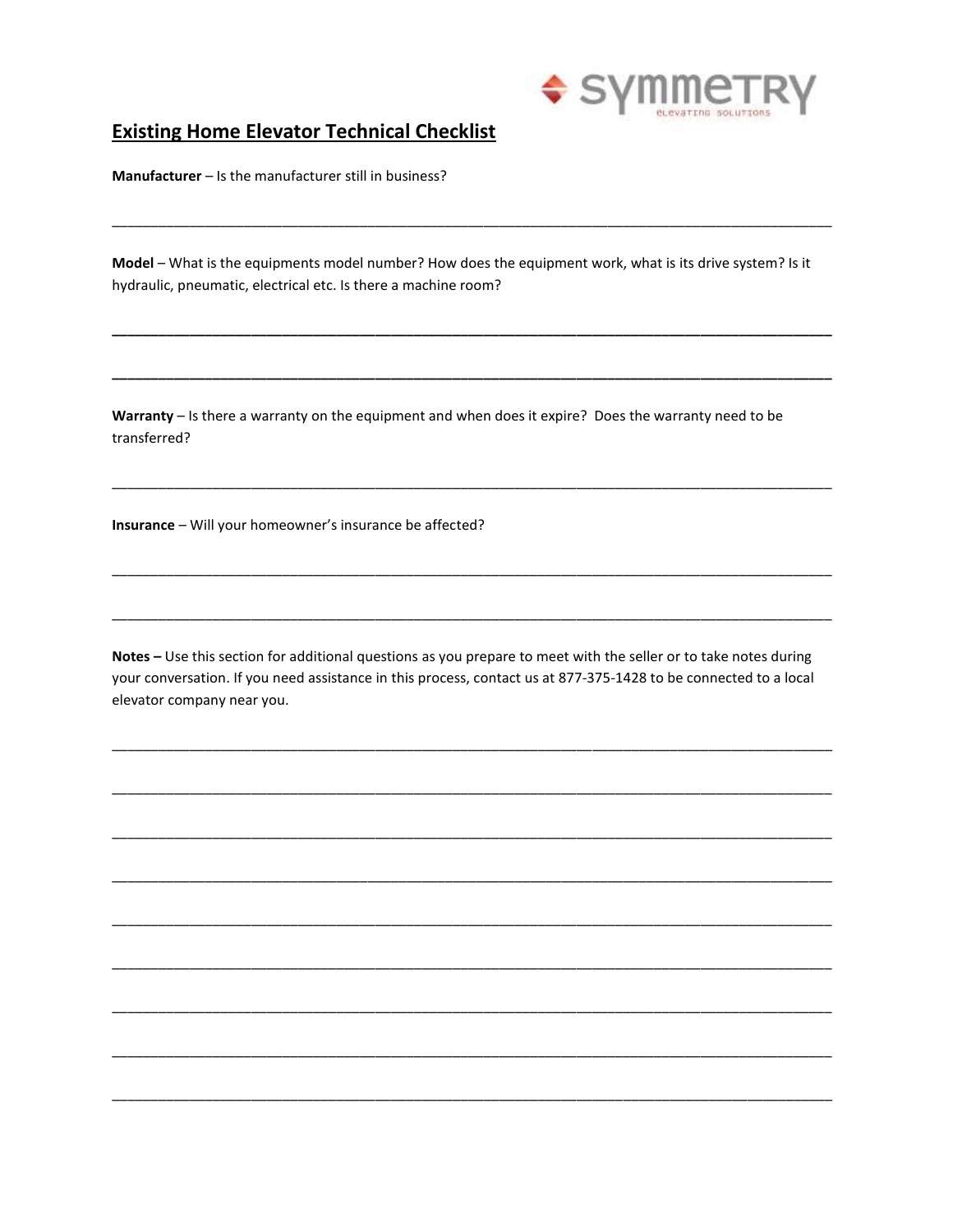## Existing Home Elevator Technical Checklist

**Manufacturer** – Is the manufacturer still in business?

______________________________________________________________________________

**Model** – What is the equipments model number? How does the equipment work, what is its drive system? Is it hydraulic, pneumatic, electrical etc. Is there a machine room?

______________________________________________________________________________

______________________________________________________________________________

**Warranty** – Is there a warranty on the equipment and when does it expire? Does the warranty need to be transferred?

______________________________________________________________________________

**Insurance** – Will your homeowner's insurance be affected?

______________________________________________________________________________

______________________________________________________________________________

**Notes –** Use this section for additional questions as you prepare to meet with the seller or to take notes during your conversation. If you need assistance in this process, contact us at 877-375-1428 to be connected to a local elevator company near you.

______________________________________________________________________________

______________________________________________________________________________

______________________________________________________________________________

______________________________________________________________________________

______________________________________________________________________________

______________________________________________________________________________

______________________________________________________________________________

______________________________________________________________________________

______________________________________________________________________________